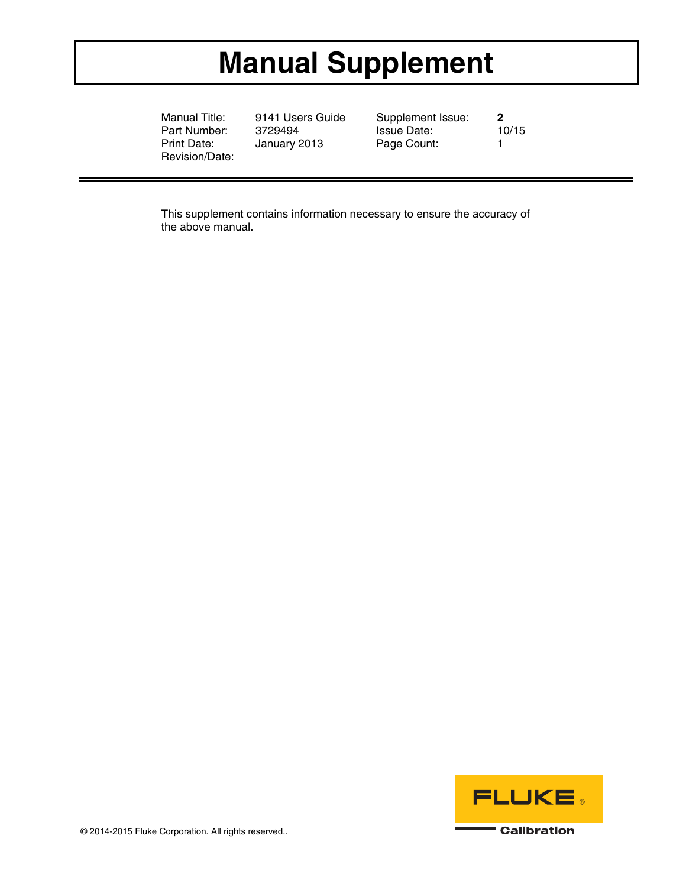# Manual Supplement

| Manual Title: | 9141 Users Guide | Supplement Issue: | **2** |
|---|---|---|---|
| Part Number: | 3729494 | Issue Date: | 10/15 |
| Print Date: | January 2013 | Page Count: | 1 |
| Revision/Date: | | | |

This supplement contains information necessary to ensure the accuracy of the above manual.

© 2014-2015 Fluke Corporation. All rights reserved..

FLUKE ® Calibration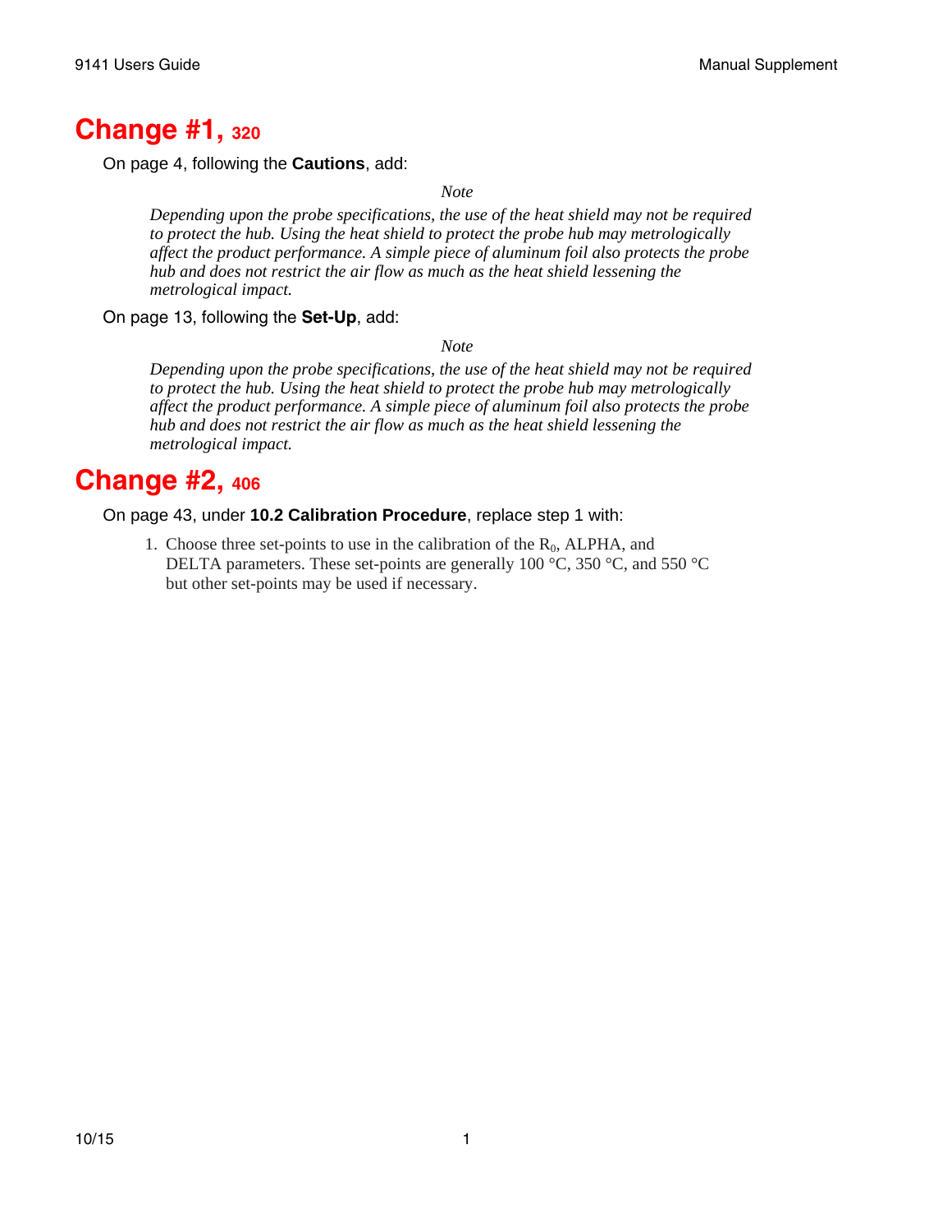# Change #1, 320

On page 4, following the **Cautions**, add:

*Note*

*Depending upon the probe specifications, the use of the heat shield may not be required to protect the hub. Using the heat shield to protect the probe hub may metrologically affect the product performance. A simple piece of aluminum foil also protects the probe hub and does not restrict the air flow as much as the heat shield lessening the metrological impact.*

On page 13, following the **Set-Up**, add:

*Note*

*Depending upon the probe specifications, the use of the heat shield may not be required to protect the hub. Using the heat shield to protect the probe hub may metrologically affect the product performance. A simple piece of aluminum foil also protects the probe hub and does not restrict the air flow as much as the heat shield lessening the metrological impact.*

# Change #2, 406

On page 43, under **10.2 Calibration Procedure**, replace step 1 with:

1. Choose three set-points to use in the calibration of the $R_0$, ALPHA, and DELTA parameters. These set-points are generally 100 °C, 350 °C, and 550 °C but other set-points may be used if necessary.